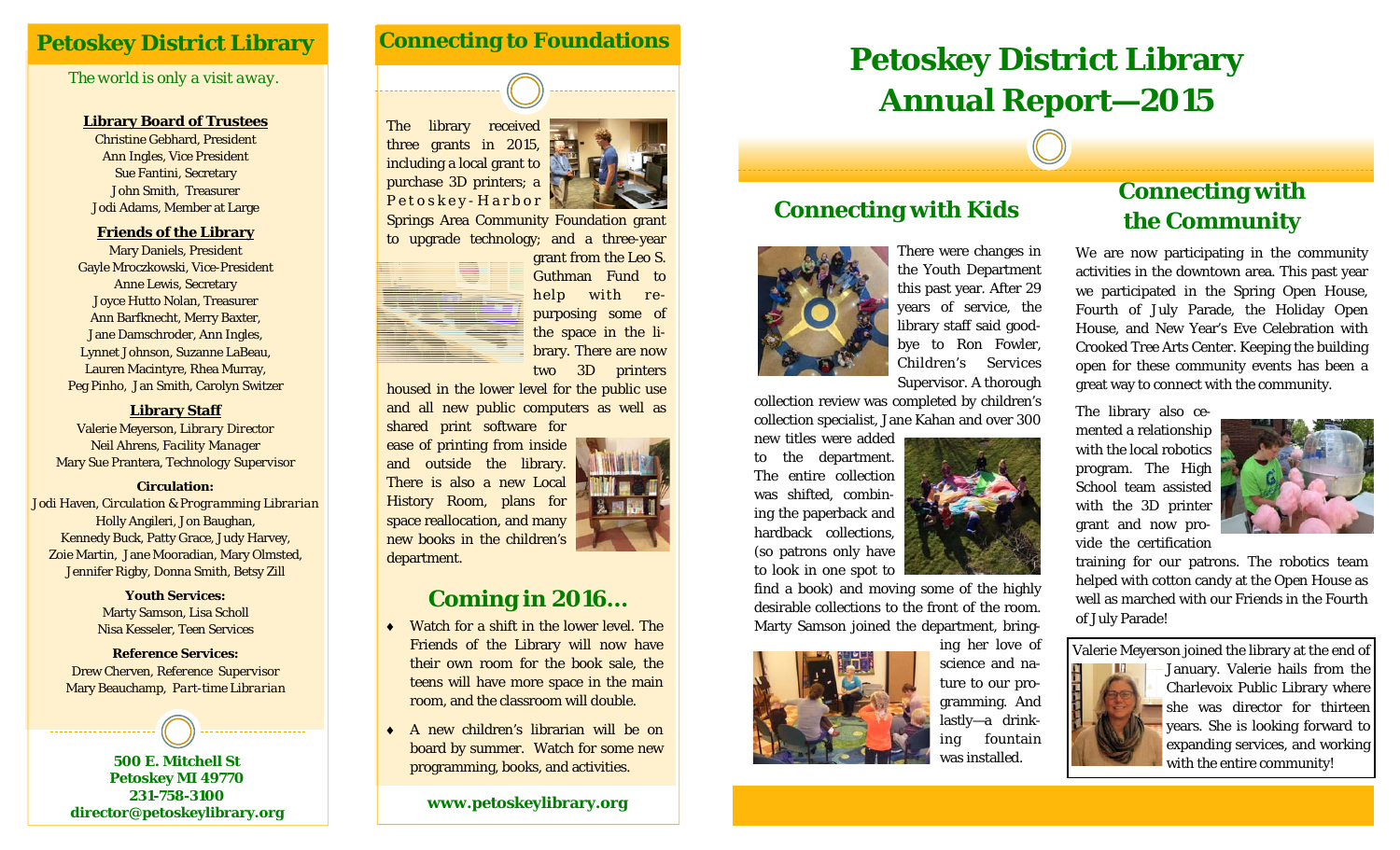## Petoskey District Library

*The world is only a visit away.*

**Library Board of Trustees**

Christine Gebhard, President
Ann Ingles, Vice President
Sue Fantini, Secretary
John Smith, Treasurer
Jodi Adams, Member at Large

**Friends of the Library**

Mary Daniels, President
Gayle Mroczkowski, Vice-President
Anne Lewis, Secretary
Joyce Hutto Nolan, Treasurer
Ann Barfknecht, Merry Baxter,
Jane Damschroder, Ann Ingles,
Lynnet Johnson, Suzanne LaBeau,
Lauren Macintyre, Rhea Murray,
Peg Pinho, Jan Smith, Carolyn Switzer

**Library Staff**

Valerie Meyerson, *Library Director*
Neil Ahrens, *Facility Manager*
Mary Sue Prantera, *Technology Supervisor*

**Circulation:**

Jodi Haven, *Circulation & Programming Librarian*
Holly Angileri, Jon Baughan,
Kennedy Buck, Patty Grace, Judy Harvey,
Zoie Martin, Jane Mooradian, Mary Olmsted,
Jennifer Rigby, Donna Smith, Betsy Zill

**Youth Services:**

Marty Samson, Lisa Scholl
Nisa Kesseler, *Teen Services*

**Reference Services:**

Drew Cherven, *Reference Supervisor*
Mary Beauchamp, *Part-time Librarian*

**500 E. Mitchell St**
**Petoskey MI 49770**
**231-758-3100**
**director@petoskeylibrary.org**

## Connecting to Foundations

The library received three grants in 2015, including a local grant to purchase 3D printers; a Petoskey-Harbor Springs Area Community Foundation grant to upgrade technology; and a three-year grant from the Leo S. Guthman Fund to help with re-purposing some of the space in the library. There are now two 3D printers housed in the lower level for the public use and all new public computers as well as shared print software for ease of printing from inside and outside the library. There is also a new Local History Room, plans for space reallocation, and many new books in the children's department.

## Coming in 2016…

- Watch for a shift in the lower level. The Friends of the Library will now have their own room for the book sale, the teens will have more space in the main room, and the classroom will double.
- A new children's librarian will be on board by summer. Watch for some new programming, books, and activities.

**www.petoskeylibrary.org**

# Petoskey District Library Annual Report—2015

## Connecting with Kids

There were changes in the Youth Department this past year. After 29 years of service, the library staff said good-bye to Ron Fowler, Children's Services Supervisor. A thorough collection review was completed by children's collection specialist, Jane Kahan and over 300 new titles were added to the department. The entire collection was shifted, combining the paperback and hardback collections, (so patrons only have to look in one spot to find a book) and moving some of the highly desirable collections to the front of the room. Marty Samson joined the department, bringing her love of science and nature to our programming. And lastly—a drinking fountain was installed.

## Connecting with the Community

We are now participating in the community activities in the downtown area. This past year we participated in the Spring Open House, Fourth of July Parade, the Holiday Open House, and New Year's Eve Celebration with Crooked Tree Arts Center. Keeping the building open for these community events has been a great way to connect with the community.

The library also cemented a relationship with the local robotics program. The High School team assisted with the 3D printer grant and now provide the certification training for our patrons. The robotics team helped with cotton candy at the Open House as well as marched with our Friends in the Fourth of July Parade!

Valerie Meyerson joined the library at the end of January. Valerie hails from the Charlevoix Public Library where she was director for thirteen years. She is looking forward to expanding services, and working with the entire community!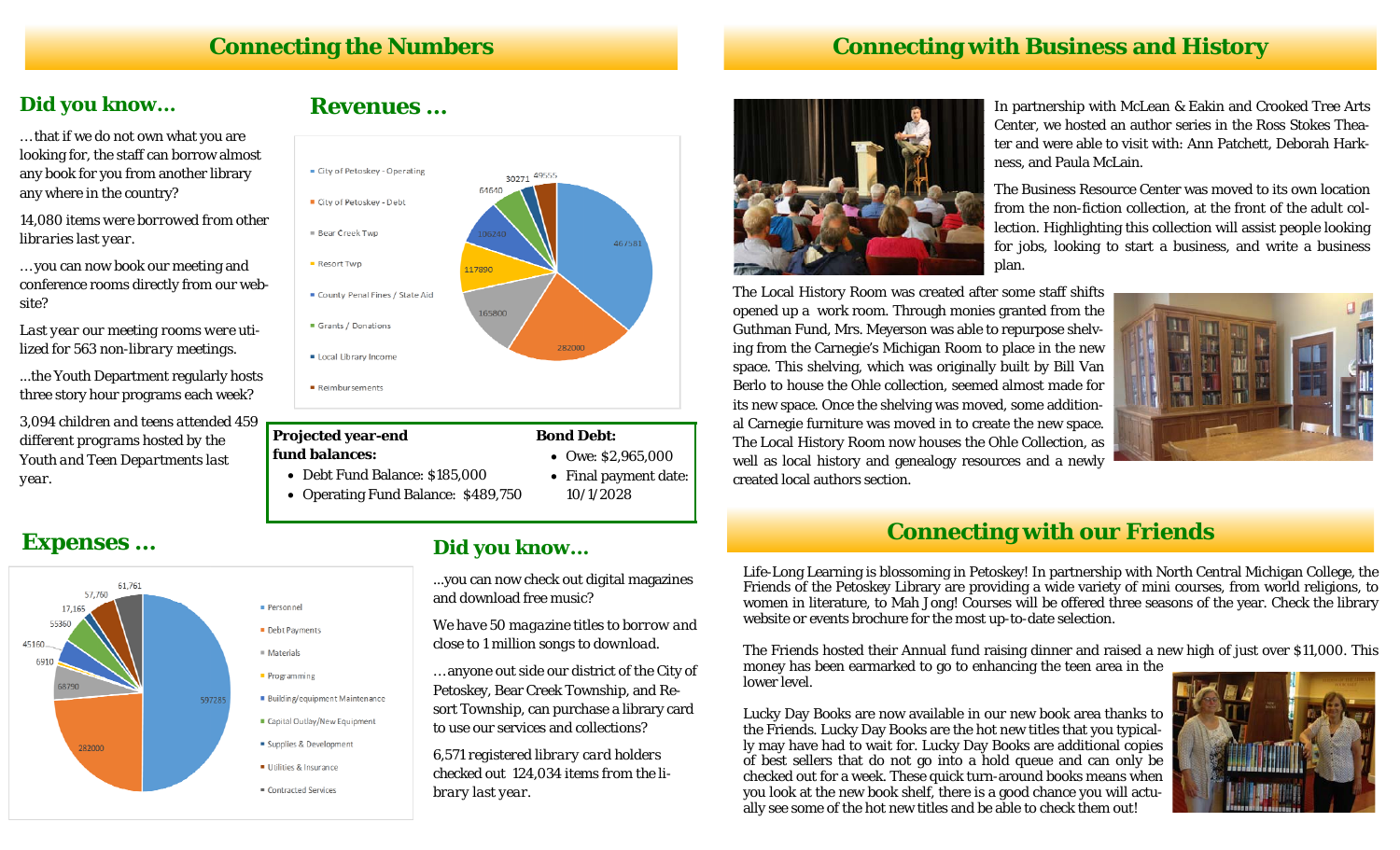## Connecting the Numbers

### Did you know…

…that if we do not own what you are looking for, the staff can borrow almost any book for you from another library any where in the country?

*14,080 items were borrowed from other libraries last year.*

…you can now book our meeting and conference rooms directly from our website?

*Last year our meeting rooms were utilized for 563 non-library meetings.*

...the Youth Department regularly hosts three story hour programs each week?

*3,094 children and teens attended 459 different programs hosted by the Youth and Teen Departments last year.*

### Revenues …

City of Petoskey - Operating
City of Petoskey - Debt
Bear Creek Twp
Resort Twp
County Penal Fines / State Aid
Grants / Donations
Local Library Income
Reimbursements

467581
282000
165800
117890
106240
64640
30271
49555

**Projected year-end fund balances:**

- Debt Fund Balance: $185,000
- Operating Fund Balance: $489,750

**Bond Debt:**

- Owe: $2,965,000
- Final payment date: 10/1/2028

### Expenses …

Personnel
Debt Payments
Materials
Programming
Building/equipment Maintenance
Capital Outlay/New Equipment
Supplies & Development
Utilities & Insurance
Contracted Services

597285
282000
68790
6910
45160
55360
17,165
57,760
61,761

### Did you know…

…you can now check out digital magazines and download free music?

*We have 50 magazine titles to borrow and close to 1 million songs to download.*

…anyone out side our district of the City of Petoskey, Bear Creek Township, and Resort Township, can purchase a library card to use our services and collections?

*6,571 registered library card holders checked out 124,034 items from the library last year.*

## Connecting with Business and History

In partnership with McLean & Eakin and Crooked Tree Arts Center, we hosted an author series in the Ross Stokes Theater and were able to visit with: Ann Patchett, Deborah Harkness, and Paula McLain.

The Business Resource Center was moved to its own location from the non-fiction collection, at the front of the adult collection. Highlighting this collection will assist people looking for jobs, looking to start a business, and write a business plan.

The Local History Room was created after some staff shifts opened up a work room. Through monies granted from the Guthman Fund, Mrs. Meyerson was able to repurpose shelving from the Carnegie's Michigan Room to place in the new space. This shelving, which was originally built by Bill Van Berlo to house the Ohle collection, seemed almost made for its new space. Once the shelving was moved, some additional Carnegie furniture was moved in to create the new space. The Local History Room now houses the Ohle Collection, as well as local history and genealogy resources and a newly created local authors section.

## Connecting with our Friends

Life-Long Learning is blossoming in Petoskey! In partnership with North Central Michigan College, the Friends of the Petoskey Library are providing a wide variety of mini courses, from world religions, to women in literature, to Mah Jong! Courses will be offered three seasons of the year. Check the library website or events brochure for the most up-to-date selection.

The Friends hosted their Annual fund raising dinner and raised a new high of just over $11,000. This money has been earmarked to go to enhancing the teen area in the lower level.

Lucky Day Books are now available in our new book area thanks to the Friends. Lucky Day Books are the hot new titles that you typically may have had to wait for. Lucky Day Books are additional copies of best sellers that do not go into a hold queue and can only be checked out for a week. These quick turn-around books means when you look at the new book shelf, there is a good chance you will actually see some of the hot new titles and be able to check them out!